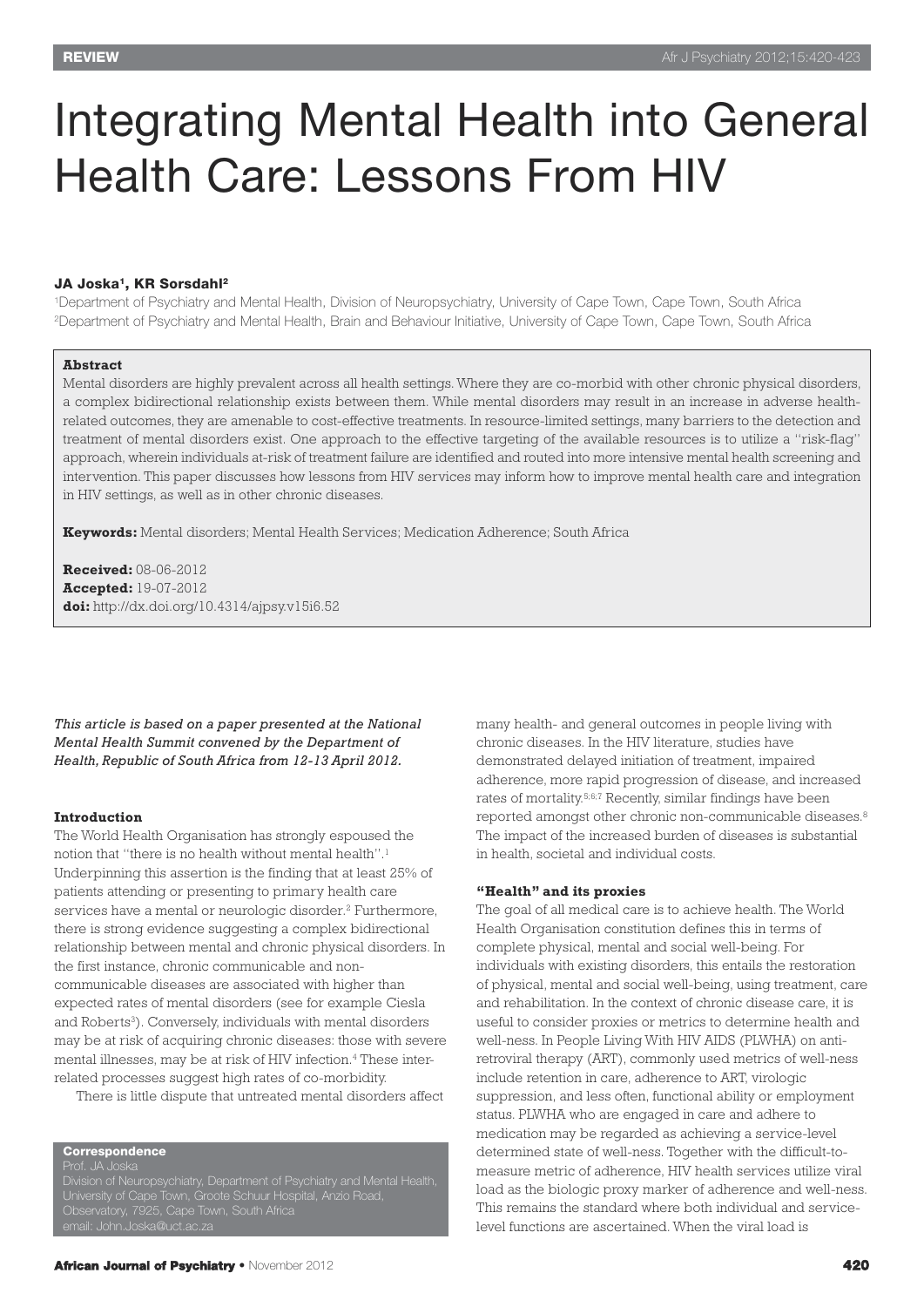REVIEW

# Integrating Mental Health into General Health Care: Lessons From HIV

**JA Joska[1], KR Sorsdahl[2]**

[1]Department of Psychiatry and Mental Health, Division of Neuropsychiatry, University of Cape Town, Cape Town, South Africa
[2]Department of Psychiatry and Mental Health, Brain and Behaviour Initiative, University of Cape Town, Cape Town, South Africa

**Abstract**

Mental disorders are highly prevalent across all health settings. Where they are co-morbid with other chronic physical disorders, a complex bidirectional relationship exists between them. While mental disorders may result in an increase in adverse health-related outcomes, they are amenable to cost-effective treatments. In resource-limited settings, many barriers to the detection and treatment of mental disorders exist. One approach to the effective targeting of the available resources is to utilize a "risk-flag" approach, wherein individuals at-risk of treatment failure are identified and routed into more intensive mental health screening and intervention. This paper discusses how lessons from HIV services may inform how to improve mental health care and integration in HIV settings, as well as in other chronic diseases.

**Keywords:** Mental disorders; Mental Health Services; Medication Adherence; South Africa

**Received:** 08-06-2012
**Accepted:** 19-07-2012
**doi:** http://dx.doi.org/10.4314/ajpsy.v15i6.52

*This article is based on a paper presented at the National Mental Health Summit convened by the Department of Health, Republic of South Africa from 12-13 April 2012.*

## Introduction

The World Health Organisation has strongly espoused the notion that "there is no health without mental health".[1] Underpinning this assertion is the finding that at least 25% of patients attending or presenting to primary health care services have a mental or neurologic disorder.[2] Furthermore, there is strong evidence suggesting a complex bidirectional relationship between mental and chronic physical disorders. In the first instance, chronic communicable and non-communicable diseases are associated with higher than expected rates of mental disorders (see for example Ciesla and Roberts[3]). Conversely, individuals with mental disorders may be at risk of acquiring chronic diseases: those with severe mental illnesses, may be at risk of HIV infection.[4] These inter-related processes suggest high rates of co-morbidity.

There is little dispute that untreated mental disorders affect many health- and general outcomes in people living with chronic diseases. In the HIV literature, studies have demonstrated delayed initiation of treatment, impaired adherence, more rapid progression of disease, and increased rates of mortality.[5,6,7] Recently, similar findings have been reported amongst other chronic non-communicable diseases.[8] The impact of the increased burden of diseases is substantial in health, societal and individual costs.

## "Health" and its proxies

The goal of all medical care is to achieve health. The World Health Organisation constitution defines this in terms of complete physical, mental and social well-being. For individuals with existing disorders, this entails the restoration of physical, mental and social well-being, using treatment, care and rehabilitation. In the context of chronic disease care, it is useful to consider proxies or metrics to determine health and well-ness. In People Living With HIV AIDS (PLWHA) on anti-retroviral therapy (ART), commonly used metrics of well-ness include retention in care, adherence to ART, virologic suppression, and less often, functional ability or employment status. PLWHA who are engaged in care and adhere to medication may be regarded as achieving a service-level determined state of well-ness. Together with the difficult-to-measure metric of adherence, HIV health services utilize viral load as the biologic proxy marker of adherence and well-ness. This remains the standard where both individual and service-level functions are ascertained. When the viral load is

**Correspondence**
Prof. JA Joska
Division of Neuropsychiatry, Department of Psychiatry and Mental Health, University of Cape Town, Groote Schuur Hospital, Anzio Road, Observatory, 7925, Cape Town, South Africa
email: John.Joska@uct.ac.za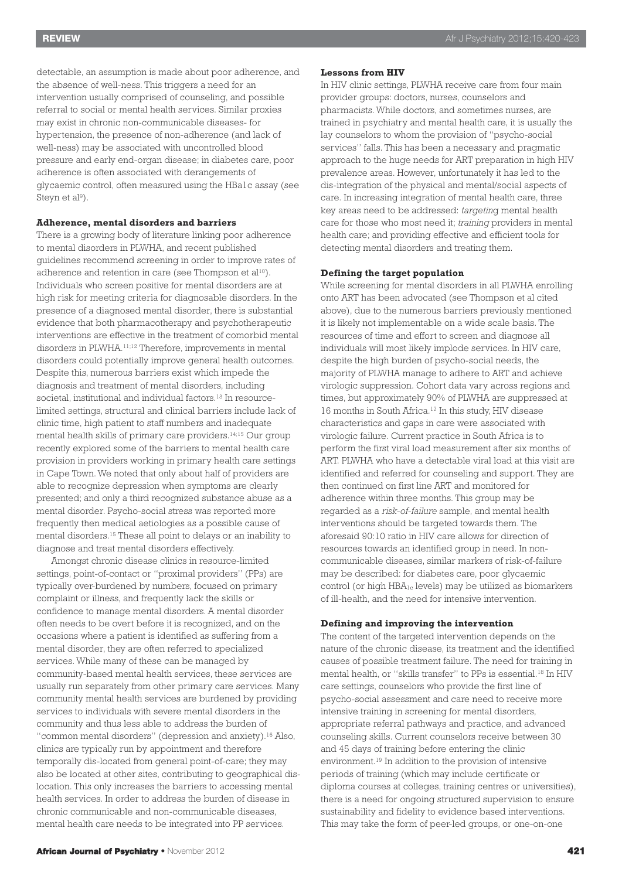detectable, an assumption is made about poor adherence, and the absence of well-ness. This triggers a need for an intervention usually comprised of counseling, and possible referral to social or mental health services. Similar proxies may exist in chronic non-communicable diseases- for hypertension, the presence of non-adherence (and lack of well-ness) may be associated with uncontrolled blood pressure and early end-organ disease; in diabetes care, poor adherence is often associated with derangements of glycaemic control, often measured using the HBa1c assay (see Steyn et al[9]).

### Adherence, mental disorders and barriers

There is a growing body of literature linking poor adherence to mental disorders in PLWHA, and recent published guidelines recommend screening in order to improve rates of adherence and retention in care (see Thompson et al[10]). Individuals who screen positive for mental disorders are at high risk for meeting criteria for diagnosable disorders. In the presence of a diagnosed mental disorder, there is substantial evidence that both pharmacotherapy and psychotherapeutic interventions are effective in the treatment of comorbid mental disorders in PLWHA.[11;12] Therefore, improvements in mental disorders could potentially improve general health outcomes. Despite this, numerous barriers exist which impede the diagnosis and treatment of mental disorders, including societal, institutional and individual factors.[13] In resource-limited settings, structural and clinical barriers include lack of clinic time, high patient to staff numbers and inadequate mental health skills of primary care providers.[14;15] Our group recently explored some of the barriers to mental health care provision in providers working in primary health care settings in Cape Town. We noted that only about half of providers are able to recognize depression when symptoms are clearly presented; and only a third recognized substance abuse as a mental disorder. Psycho-social stress was reported more frequently then medical aetiologies as a possible cause of mental disorders.[15] These all point to delays or an inability to diagnose and treat mental disorders effectively.

Amongst chronic disease clinics in resource-limited settings, point-of-contact or "proximal providers" (PPs) are typically over-burdened by numbers, focused on primary complaint or illness, and frequently lack the skills or confidence to manage mental disorders. A mental disorder often needs to be overt before it is recognized, and on the occasions where a patient is identified as suffering from a mental disorder, they are often referred to specialized services. While many of these can be managed by community-based mental health services, these services are usually run separately from other primary care services. Many community mental health services are burdened by providing services to individuals with severe mental disorders in the community and thus less able to address the burden of "common mental disorders" (depression and anxiety).[16] Also, clinics are typically run by appointment and therefore temporally dis-located from general point-of-care; they may also be located at other sites, contributing to geographical dis-location. This only increases the barriers to accessing mental health services. In order to address the burden of disease in chronic communicable and non-communicable diseases, mental health care needs to be integrated into PP services.

### Lessons from HIV

In HIV clinic settings, PLWHA receive care from four main provider groups: doctors, nurses, counselors and pharmacists. While doctors, and sometimes nurses, are trained in psychiatry and mental health care, it is usually the lay counselors to whom the provision of "psycho-social services" falls. This has been a necessary and pragmatic approach to the huge needs for ART preparation in high HIV prevalence areas. However, unfortunately it has led to the dis-integration of the physical and mental/social aspects of care. In increasing integration of mental health care, three key areas need to be addressed: *targeting* mental health care for those who most need it; *training* providers in mental health care; and providing effective and efficient tools for detecting mental disorders and treating them.

### Defining the target population

While screening for mental disorders in all PLWHA enrolling onto ART has been advocated (see Thompson et al cited above), due to the numerous barriers previously mentioned it is likely not implementable on a wide scale basis. The resources of time and effort to screen and diagnose all individuals will most likely implode services. In HIV care, despite the high burden of psycho-social needs, the majority of PLWHA manage to adhere to ART and achieve virologic suppression. Cohort data vary across regions and times, but approximately 90% of PLWHA are suppressed at 16 months in South Africa.[17] In this study, HIV disease characteristics and gaps in care were associated with virologic failure. Current practice in South Africa is to perform the first viral load measurement after six months of ART. PLWHA who have a detectable viral load at this visit are identified and referred for counseling and support. They are then continued on first line ART and monitored for adherence within three months. This group may be regarded as a *risk-of-failure* sample, and mental health interventions should be targeted towards them. The aforesaid 90:10 ratio in HIV care allows for direction of resources towards an identified group in need. In non-communicable diseases, similar markers of risk-of-failure may be described: for diabetes care, poor glycaemic control (or high $HBA_{1c}$ levels) may be utilized as biomarkers of ill-health, and the need for intensive intervention.

### Defining and improving the intervention

The content of the targeted intervention depends on the nature of the chronic disease, its treatment and the identified causes of possible treatment failure. The need for training in mental health, or "skills transfer" to PPs is essential.[18] In HIV care settings, counselors who provide the first line of psycho-social assessment and care need to receive more intensive training in screening for mental disorders, appropriate referral pathways and practice, and advanced counseling skills. Current counselors receive between 30 and 45 days of training before entering the clinic environment.[19] In addition to the provision of intensive periods of training (which may include certificate or diploma courses at colleges, training centres or universities), there is a need for ongoing structured supervision to ensure sustainability and fidelity to evidence based interventions. This may take the form of peer-led groups, or one-on-one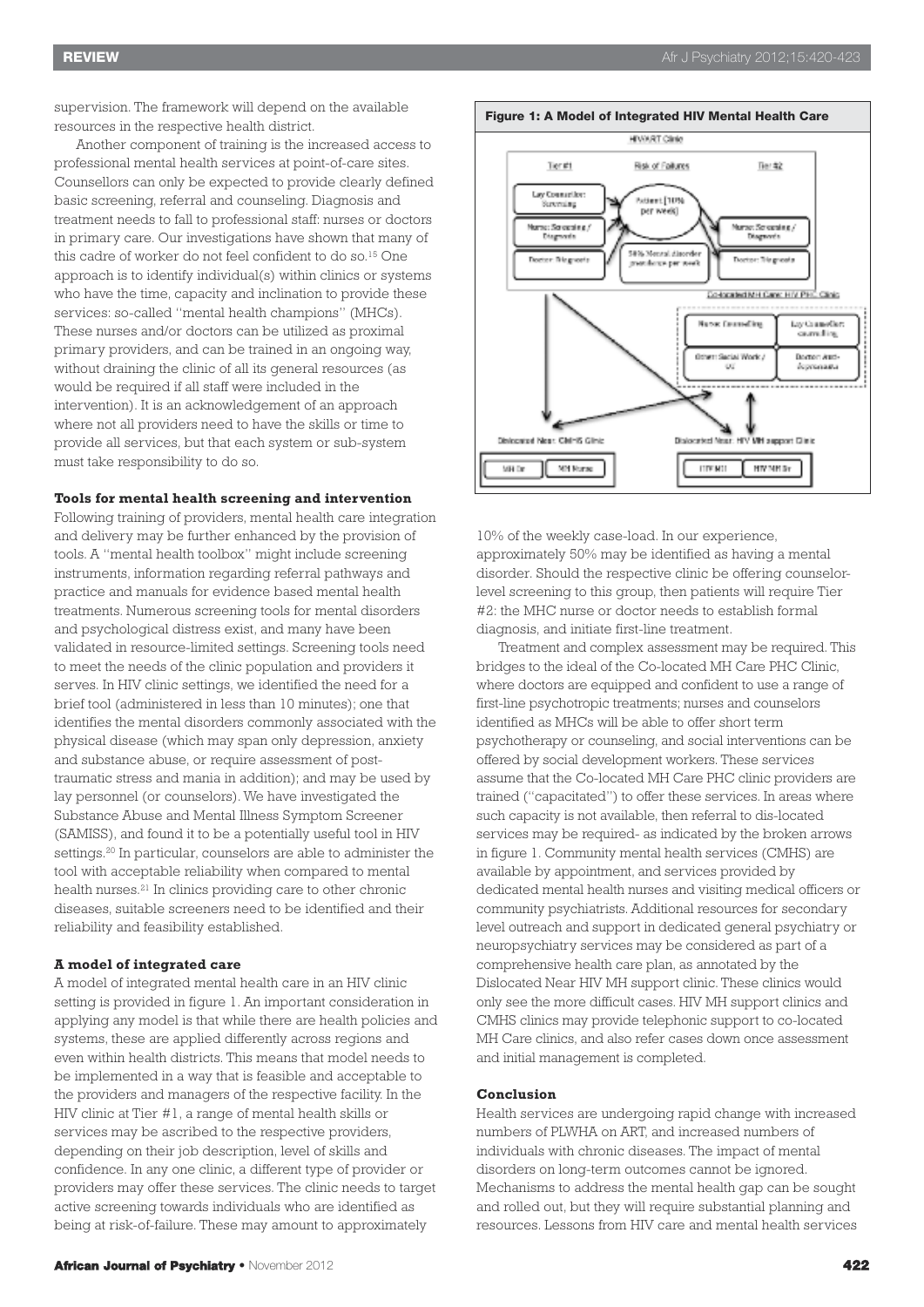supervision. The framework will depend on the available resources in the respective health district.

Another component of training is the increased access to professional mental health services at point-of-care sites. Counsellors can only be expected to provide clearly defined basic screening, referral and counseling. Diagnosis and treatment needs to fall to professional staff: nurses or doctors in primary care. Our investigations have shown that many of this cadre of worker do not feel confident to do so.[15] One approach is to identify individual(s) within clinics or systems who have the time, capacity and inclination to provide these services: so-called "mental health champions" (MHCs). These nurses and/or doctors can be utilized as proximal primary providers, and can be trained in an ongoing way, without draining the clinic of all its general resources (as would be required if all staff were included in the intervention). It is an acknowledgement of an approach where not all providers need to have the skills or time to provide all services, but that each system or sub-system must take responsibility to do so.

**Tools for mental health screening and intervention**

Following training of providers, mental health care integration and delivery may be further enhanced by the provision of tools. A "mental health toolbox" might include screening instruments, information regarding referral pathways and practice and manuals for evidence based mental health treatments. Numerous screening tools for mental disorders and psychological distress exist, and many have been validated in resource-limited settings. Screening tools need to meet the needs of the clinic population and providers it serves. In HIV clinic settings, we identified the need for a brief tool (administered in less than 10 minutes); one that identifies the mental disorders commonly associated with the physical disease (which may span only depression, anxiety and substance abuse, or require assessment of post-traumatic stress and mania in addition); and may be used by lay personnel (or counselors). We have investigated the Substance Abuse and Mental Illness Symptom Screener (SAMISS), and found it to be a potentially useful tool in HIV settings.[20] In particular, counselors are able to administer the tool with acceptable reliability when compared to mental health nurses.[21] In clinics providing care to other chronic diseases, suitable screeners need to be identified and their reliability and feasibility established.

**A model of integrated care**

A model of integrated mental health care in an HIV clinic setting is provided in figure 1. An important consideration in applying any model is that while there are health policies and systems, these are applied differently across regions and even within health districts. This means that model needs to be implemented in a way that is feasible and acceptable to the providers and managers of the respective facility. In the HIV clinic at Tier #1, a range of mental health skills or services may be ascribed to the respective providers, depending on their job description, level of skills and confidence. In any one clinic, a different type of provider or providers may offer these services. The clinic needs to target active screening towards individuals who are identified as being at risk-of-failure. These may amount to approximately

**Figure 1: A Model of Integrated HIV Mental Health Care**

HIV/ART Clinic

Tier #1

Risk of Failures

Tier #2

Lay Counsellor: Screening

Nurse: Screening / Diagnosis

Doctor: Diagnosis

Patient (10% per week)

50% Mental disorder prevalence per week

Nurse: Screening / Diagnosis

Doctor: Diagnosis

Co-located MH Care: HIV PHC Clinic

Nurse: Counselling

Lay Counsellor: counselling

Other: Social Work / OT

Doctor: Anti-depressants

Dislocated Near: CMHS Clinic

MH Dr

MH Nurse

Dislocated Near: HIV MH support Clinic

HIV MH

HIV MH Dr

10% of the weekly case-load. In our experience, approximately 50% may be identified as having a mental disorder. Should the respective clinic be offering counselor-level screening to this group, then patients will require Tier #2: the MHC nurse or doctor needs to establish formal diagnosis, and initiate first-line treatment.

Treatment and complex assessment may be required. This bridges to the ideal of the Co-located MH Care PHC Clinic, where doctors are equipped and confident to use a range of first-line psychotropic treatments; nurses and counselors identified as MHCs will be able to offer short term psychotherapy or counseling, and social interventions can be offered by social development workers. These services assume that the Co-located MH Care PHC clinic providers are trained ("capacitated") to offer these services. In areas where such capacity is not available, then referral to dis-located services may be required- as indicated by the broken arrows in figure 1. Community mental health services (CMHS) are available by appointment, and services provided by dedicated mental health nurses and visiting medical officers or community psychiatrists. Additional resources for secondary level outreach and support in dedicated general psychiatry or neuropsychiatry services may be considered as part of a comprehensive health care plan, as annotated by the Dislocated Near HIV MH support clinic. These clinics would only see the more difficult cases. HIV MH support clinics and CMHS clinics may provide telephonic support to co-located MH Care clinics, and also refer cases down once assessment and initial management is completed.

**Conclusion**

Health services are undergoing rapid change with increased numbers of PLWHA on ART, and increased numbers of individuals with chronic diseases. The impact of mental disorders on long-term outcomes cannot be ignored. Mechanisms to address the mental health gap can be sought and rolled out, but they will require substantial planning and resources. Lessons from HIV care and mental health services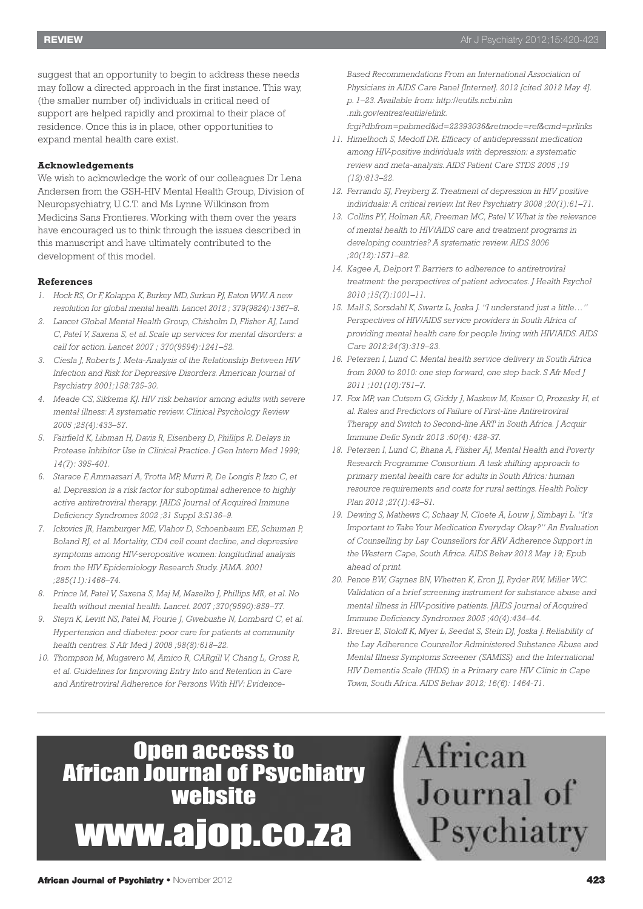suggest that an opportunity to begin to address these needs may follow a directed approach in the first instance. This way, (the smaller number of) individuals in critical need of support are helped rapidly and proximal to their place of residence. Once this is in place, other opportunities to expand mental health care exist.

### Acknowledgements

We wish to acknowledge the work of our colleagues Dr Lena Andersen from the GSH-HIV Mental Health Group, Division of Neuropsychiatry, U.C.T. and Ms Lynne Wilkinson from Medicins Sans Frontieres. Working with them over the years have encouraged us to think through the issues described in this manuscript and have ultimately contributed to the development of this model.

### References

1. *Hock RS, Or F, Kolappa K, Burkey MD, Surkan PJ, Eaton WW. A new resolution for global mental health. Lancet 2012 ; 379(9824):1367–8.*
2. *Lancet Global Mental Health Group, Chisholm D, Flisher AJ, Lund C, Patel V, Saxena S, et al. Scale up services for mental disorders: a call for action. Lancet 2007 ; 370(9594):1241–52.*
3. *Ciesla J, Roberts J. Meta-Analysis of the Relationship Between HIV Infection and Risk for Depressive Disorders. American Journal of Psychiatry 2001;158:725-30.*
4. *Meade CS, Sikkema KJ. HIV risk behavior among adults with severe mental illness: A systematic review. Clinical Psychology Review 2005 ;25(4):433–57.*
5. *Fairfield K, Libman H, Davis R, Eisenberg D, Phillips R. Delays in Protease Inhibitor Use in Clinical Practice. J Gen Intern Med 1999; 14(7): 395-401.*
6. *Starace F, Ammassari A, Trotta MP, Murri R, De Longis P, Izzo C, et al. Depression is a risk factor for suboptimal adherence to highly active antiretroviral therapy. JAIDS Journal of Acquired Immune Deficiency Syndromes 2002 ;31 Suppl 3:S136–9.*
7. *Ickovics JR, Hamburger ME, Vlahov D, Schoenbaum EE, Schuman P, Boland RJ, et al. Mortality, CD4 cell count decline, and depressive symptoms among HIV-seropositive women: longitudinal analysis from the HIV Epidemiology Research Study. JAMA. 2001 ;285(11):1466–74.*
8. *Prince M, Patel V, Saxena S, Maj M, Maselko J, Phillips MR, et al. No health without mental health. Lancet. 2007 ;370(9590):859–77.*
9. *Steyn K, Levitt NS, Patel M, Fourie J, Gwebushe N, Lombard C, et al. Hypertension and diabetes: poor care for patients at community health centres. S Afr Med J 2008 ;98(8):618–22.*
10. *Thompson M, Mugavero M, Amico R, CARgill V, Chang L, Gross R, et al. Guidelines for Improving Entry Into and Retention in Care and Antiretroviral Adherence for Persons With HIV: Evidence-Based Recommendations From an International Association of Physicians in AIDS Care Panel [Internet]. 2012 [cited 2012 May 4]. p. 1–23. Available from: http://eutils.ncbi.nlm .nih.gov/entrez/eutils/elink. fcgi?dbfrom=pubmed&id=22393036&retmode=ref&cmd=prlinks*
11. *Himelhoch S, Medoff DR. Efficacy of antidepressant medication among HIV-positive individuals with depression: a systematic review and meta-analysis. AIDS Patient Care STDS 2005 ;19 (12):813–22.*
12. *Ferrando SJ, Freyberg Z. Treatment of depression in HIV positive individuals: A critical review. Int Rev Psychiatry 2008 ;20(1):61–71.*
13. *Collins PY, Holman AR, Freeman MC, Patel V. What is the relevance of mental health to HIV/AIDS care and treatment programs in developing countries? A systematic review. AIDS 2006 ;20(12):1571–82.*
14. *Kagee A, Delport T. Barriers to adherence to antiretroviral treatment: the perspectives of patient advocates. J Health Psychol 2010 ;15(7):1001–11.*
15. *Mall S, Sorsdahl K, Swartz L, Joska J. "I understand just a little…" Perspectives of HIV/AIDS service providers in South Africa of providing mental health care for people living with HIV/AIDS. AIDS Care 2012;24(3):319–23.*
16. *Petersen I, Lund C. Mental health service delivery in South Africa from 2000 to 2010: one step forward, one step back. S Afr Med J 2011 ;101(10):751–7.*
17. *Fox MP, van Cutsem G, Giddy J, Maskew M, Keiser O, Prozesky H, et al. Rates and Predictors of Failure of First-line Antiretroviral Therapy and Switch to Second-line ART in South Africa. J Acquir Immune Defic Syndr 2012 :60(4): 428-37.*
18. *Petersen I, Lund C, Bhana A, Flisher AJ, Mental Health and Poverty Research Programme Consortium. A task shifting approach to primary mental health care for adults in South Africa: human resource requirements and costs for rural settings. Health Policy Plan 2012 ;27(1):42–51.*
19. *Dewing S, Mathews C, Schaay N, Cloete A, Louw J, Simbayi L. "It's Important to Take Your Medication Everyday Okay?" An Evaluation of Counselling by Lay Counsellors for ARV Adherence Support in the Western Cape, South Africa. AIDS Behav 2012 May 19; Epub ahead of print.*
20. *Pence BW, Gaynes BN, Whetten K, Eron JJ, Ryder RW, Miller WC. Validation of a brief screening instrument for substance abuse and mental illness in HIV-positive patients. JAIDS Journal of Acquired Immune Deficiency Syndromes 2005 ;40(4):434–44.*
21. *Breuer E, Stoloff K, Myer L, Seedat S, Stein DJ, Joska J. Reliability of the Lay Adherence Counsellor Administered Substance Abuse and Mental Illness Symptoms Screener (SAMISS) and the International HIV Dementia Scale (IHDS) in a Primary care HIV Clinic in Cape Town, South Africa. AIDS Behav 2012; 16(6): 1464-71.*

**Open access to African Journal of Psychiatry website**

**www.ajop.co.za**

African Journal of Psychiatry